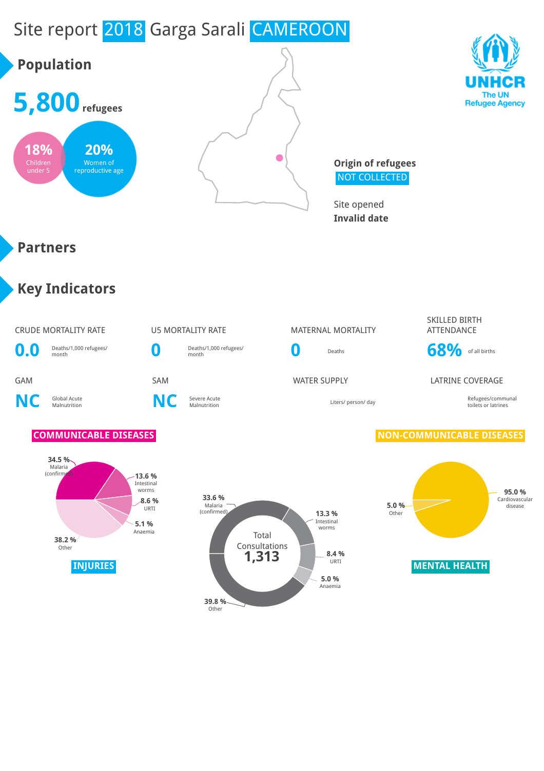# Site report 2018 Garga Sarali CAMEROON

## Population

**5,800** refugees

**18%** Children under 5

**20%** Women of reproductive age

**Origin of refugees**
NOT COLLECTED

Site opened
**Invalid date**

## Partners

## Key Indicators

| CRUDE MORTALITY RATE | U5 MORTALITY RATE | MATERNAL MORTALITY | SKILLED BIRTH ATTENDANCE |
|---|---|---|---|
| **0.0** Deaths/1,000 refugees/ month | **0** Deaths/1,000 refugees/ month | **0** Deaths | **68%** of all births |

| GAM | SAM | WATER SUPPLY | LATRINE COVERAGE |
|---|---|---|---|
| **NC** Global Acute Malnutrition | **NC** Severe Acute Malnutrition | Liters/ person/ day | Refugees/communal toilets or latrines |

### COMMUNICABLE DISEASES

- 34.5 % Malaria (confirmed)
- 13.6 % Intestinal worms
- 8.6 % URTI
- 5.1 % Anaemia
- 38.2 % Other

### Total Consultations 1,313

- 33.6 % Malaria (confirmed)
- 13.3 % Intestinal worms
- 8.4 % URTI
- 5.0 % Anaemia
- 39.8 % Other

### NON-COMMUNICABLE DISEASES

- 95.0 % Cardiovascular disease
- 5.0 % Other

### INJURIES

### MENTAL HEALTH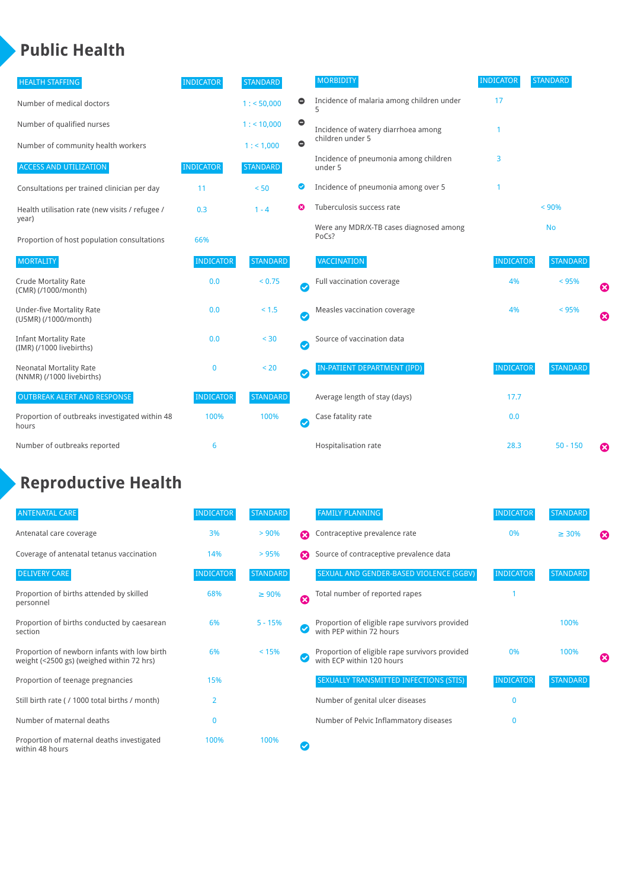# Public Health

| HEALTH STAFFING | INDICATOR | STANDARD | |
|---|---|---|---|
| Number of medical doctors | | 1 : < 50,000 | ⊖ |
| Number of qualified nurses | | 1 : < 10,000 | ⊖ |
| Number of community health workers | | 1 : < 1,000 | ⊖ |

| ACCESS AND UTILIZATION | INDICATOR | STANDARD | |
|---|---|---|---|
| Consultations per trained clinician per day | 11 | < 50 | ✔ |
| Health utilisation rate (new visits / refugee / year) | 0.3 | 1 - 4 | ✖ |
| Proportion of host population consultations | 66% | | |

| MORTALITY | INDICATOR | STANDARD | |
|---|---|---|---|
| Crude Mortality Rate (CMR) (/1000/month) | 0.0 | < 0.75 | ✔ |
| Under-five Mortality Rate (U5MR) (/1000/month) | 0.0 | < 1.5 | ✔ |
| Infant Mortality Rate (IMR) (/1000 livebirths) | 0.0 | < 30 | ✔ |
| Neonatal Mortality Rate (NNMR) (/1000 livebirths) | 0 | < 20 | ✔ |

| OUTBREAK ALERT AND RESPONSE | INDICATOR | STANDARD | |
|---|---|---|---|
| Proportion of outbreaks investigated within 48 hours | 100% | 100% | ✔ |
| Number of outbreaks reported | 6 | | |

| MORBIDITY | INDICATOR | STANDARD | |
|---|---|---|---|
| Incidence of malaria among children under 5 | 17 | | |
| Incidence of watery diarrhoea among children under 5 | 1 | | |
| Incidence of pneumonia among children under 5 | 3 | | |
| Incidence of pneumonia among over 5 | 1 | | |
| Tuberculosis success rate | | < 90% | |
| Were any MDR/X-TB cases diagnosed among PoCs? | | No | |

| VACCINATION | INDICATOR | STANDARD | |
|---|---|---|---|
| Full vaccination coverage | 4% | < 95% | ✖ |
| Measles vaccination coverage | 4% | < 95% | ✖ |
| Source of vaccination data | | | |

| IN-PATIENT DEPARTMENT (IPD) | INDICATOR | STANDARD | |
|---|---|---|---|
| Average length of stay (days) | 17.7 | | |
| Case fatality rate | 0.0 | | |
| Hospitalisation rate | 28.3 | 50 - 150 | ✖ |

# Reproductive Health

| ANTENATAL CARE | INDICATOR | STANDARD | |
|---|---|---|---|
| Antenatal care coverage | 3% | > 90% | ✖ |
| Coverage of antenatal tetanus vaccination | 14% | > 95% | ✖ |

| DELIVERY CARE | INDICATOR | STANDARD | |
|---|---|---|---|
| Proportion of births attended by skilled personnel | 68% | ≥ 90% | ✖ |
| Proportion of births conducted by caesarean section | 6% | 5 - 15% | ✔ |
| Proportion of newborn infants with low birth weight (<2500 gs) (weighed within 72 hrs) | 6% | < 15% | ✔ |
| Proportion of teenage pregnancies | 15% | | |
| Still birth rate ( / 1000 total births / month) | 2 | | |
| Number of maternal deaths | 0 | | |
| Proportion of maternal deaths investigated within 48 hours | 100% | 100% | ✔ |

| FAMILY PLANNING | INDICATOR | STANDARD | |
|---|---|---|---|
| Contraceptive prevalence rate | 0% | ≥ 30% | ✖ |
| Source of contraceptive prevalence data | | | |

| SEXUAL AND GENDER-BASED VIOLENCE (SGBV) | INDICATOR | STANDARD | |
|---|---|---|---|
| Total number of reported rapes | 1 | | |
| Proportion of eligible rape survivors provided with PEP within 72 hours | | 100% | |
| Proportion of eligible rape survivors provided with ECP within 120 hours | 0% | 100% | ✖ |

| SEXUALLY TRANSMITTED INFECTIONS (STIS) | INDICATOR | STANDARD |
|---|---|---|
| Number of genital ulcer diseases | 0 | |
| Number of Pelvic Inflammatory diseases | 0 | |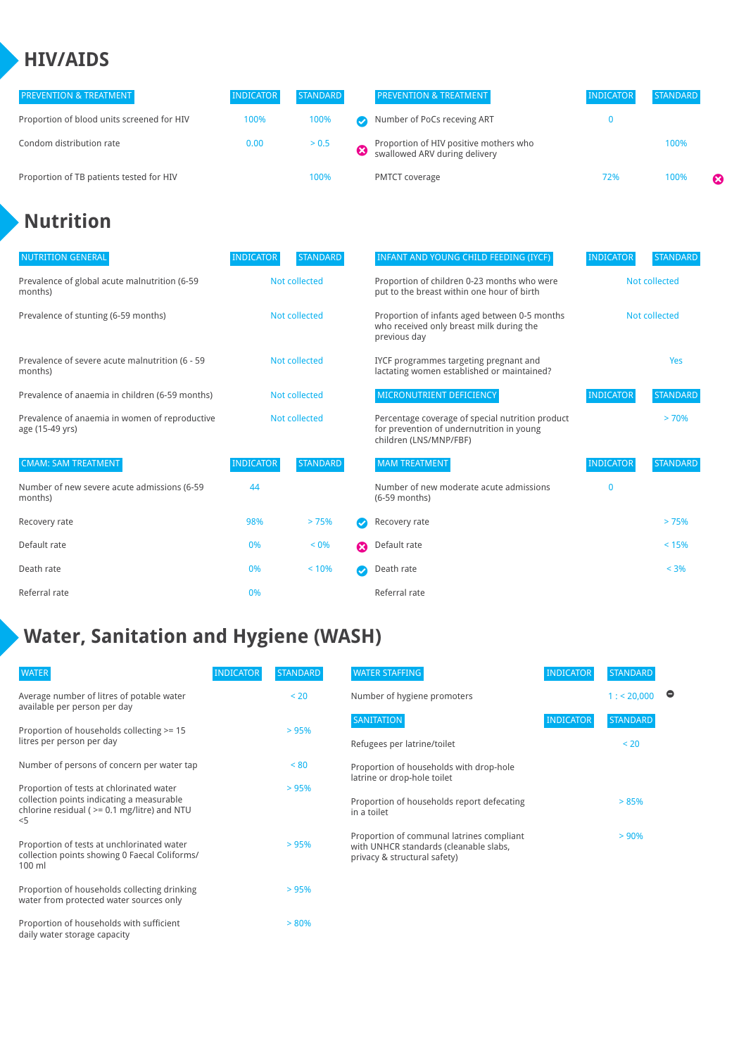# HIV/AIDS

| PREVENTION & TREATMENT | INDICATOR | STANDARD | |
|---|---|---|---|
| Proportion of blood units screened for HIV | 100% | 100% | ✔ |
| Condom distribution rate | 0.00 | > 0.5 | ✖ |
| Proportion of TB patients tested for HIV | | 100% | |

| PREVENTION & TREATMENT | INDICATOR | STANDARD | |
|---|---|---|---|
| Number of PoCs receving ART | 0 | | |
| Proportion of HIV positive mothers who swallowed ARV during delivery | | 100% | |
| PMTCT coverage | 72% | 100% | ✖ |

# Nutrition

| NUTRITION GENERAL | INDICATOR | STANDARD |
|---|---|---|
| Prevalence of global acute malnutrition (6-59 months) | Not collected | |
| Prevalence of stunting (6-59 months) | Not collected | |
| Prevalence of severe acute malnutrition (6 - 59 months) | Not collected | |
| Prevalence of anaemia in children (6-59 months) | Not collected | |
| Prevalence of anaemia in women of reproductive age (15-49 yrs) | Not collected | |

| INFANT AND YOUNG CHILD FEEDING (IYCF) | INDICATOR | STANDARD |
|---|---|---|
| Proportion of children 0-23 months who were put to the breast within one hour of birth | Not collected | |
| Proportion of infants aged between 0-5 months who received only breast milk during the previous day | Not collected | |
| IYCF programmes targeting pregnant and lactating women established or maintained? | | Yes |

| MICRONUTRIENT DEFICIENCY | INDICATOR | STANDARD |
|---|---|---|
| Percentage coverage of special nutrition product for prevention of undernutrition in young children (LNS/MNP/FBF) | | > 70% |

| CMAM: SAM TREATMENT | INDICATOR | STANDARD | |
|---|---|---|---|
| Number of new severe acute admissions (6-59 months) | 44 | | |
| Recovery rate | 98% | > 75% | ✔ |
| Default rate | 0% | < 0% | ✖ |
| Death rate | 0% | < 10% | ✔ |
| Referral rate | 0% | | |

| MAM TREATMENT | INDICATOR | STANDARD |
|---|---|---|
| Number of new moderate acute admissions (6-59 months) | 0 | |
| Recovery rate | | > 75% |
| Default rate | | < 15% |
| Death rate | | < 3% |
| Referral rate | | |

# Water, Sanitation and Hygiene (WASH)

| WATER | INDICATOR | STANDARD |
|---|---|---|
| Average number of litres of potable water available per person per day | | < 20 |
| Proportion of households collecting >= 15 litres per person per day | | > 95% |
| Number of persons of concern per water tap | | < 80 |
| Proportion of tests at chlorinated water collection points indicating a measurable chlorine residual ( >= 0.1 mg/litre) and NTU <5 | | > 95% |
| Proportion of tests at unchlorinated water collection points showing 0 Faecal Coliforms/ 100 ml | | > 95% |
| Proportion of households collecting drinking water from protected water sources only | | > 95% |
| Proportion of households with sufficient daily water storage capacity | | > 80% |

| WATER STAFFING | INDICATOR | STANDARD | |
|---|---|---|---|
| Number of hygiene promoters | | 1 : < 20,000 | ⊖ |

| SANITATION | INDICATOR | STANDARD |
|---|---|---|
| Refugees per latrine/toilet | | < 20 |
| Proportion of households with drop-hole latrine or drop-hole toilet | | |
| Proportion of households report defecating in a toilet | | > 85% |
| Proportion of communal latrines compliant with UNHCR standards (cleanable slabs, privacy & structural safety) | | > 90% |